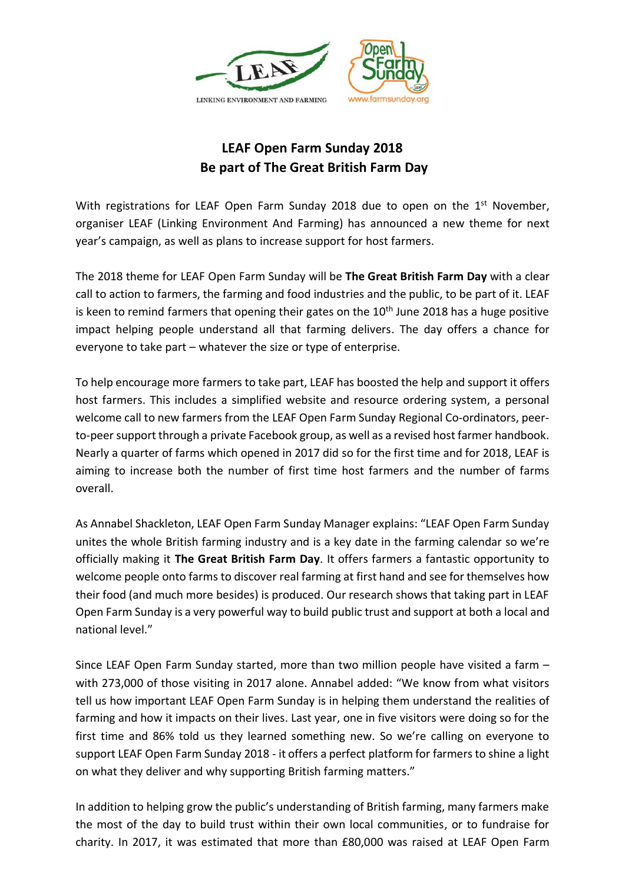# LEAF Open Farm Sunday 2018
## Be part of The Great British Farm Day

With registrations for LEAF Open Farm Sunday 2018 due to open on the 1st November, organiser LEAF (Linking Environment And Farming) has announced a new theme for next year's campaign, as well as plans to increase support for host farmers.

The 2018 theme for LEAF Open Farm Sunday will be **The Great British Farm Day** with a clear call to action to farmers, the farming and food industries and the public, to be part of it. LEAF is keen to remind farmers that opening their gates on the 10th June 2018 has a huge positive impact helping people understand all that farming delivers. The day offers a chance for everyone to take part – whatever the size or type of enterprise.

To help encourage more farmers to take part, LEAF has boosted the help and support it offers host farmers. This includes a simplified website and resource ordering system, a personal welcome call to new farmers from the LEAF Open Farm Sunday Regional Co-ordinators, peer-to-peer support through a private Facebook group, as well as a revised host farmer handbook. Nearly a quarter of farms which opened in 2017 did so for the first time and for 2018, LEAF is aiming to increase both the number of first time host farmers and the number of farms overall.

As Annabel Shackleton, LEAF Open Farm Sunday Manager explains: "LEAF Open Farm Sunday unites the whole British farming industry and is a key date in the farming calendar so we're officially making it **The Great British Farm Day**. It offers farmers a fantastic opportunity to welcome people onto farms to discover real farming at first hand and see for themselves how their food (and much more besides) is produced. Our research shows that taking part in LEAF Open Farm Sunday is a very powerful way to build public trust and support at both a local and national level."

Since LEAF Open Farm Sunday started, more than two million people have visited a farm – with 273,000 of those visiting in 2017 alone. Annabel added: "We know from what visitors tell us how important LEAF Open Farm Sunday is in helping them understand the realities of farming and how it impacts on their lives. Last year, one in five visitors were doing so for the first time and 86% told us they learned something new. So we're calling on everyone to support LEAF Open Farm Sunday 2018 - it offers a perfect platform for farmers to shine a light on what they deliver and why supporting British farming matters."

In addition to helping grow the public's understanding of British farming, many farmers make the most of the day to build trust within their own local communities, or to fundraise for charity. In 2017, it was estimated that more than £80,000 was raised at LEAF Open Farm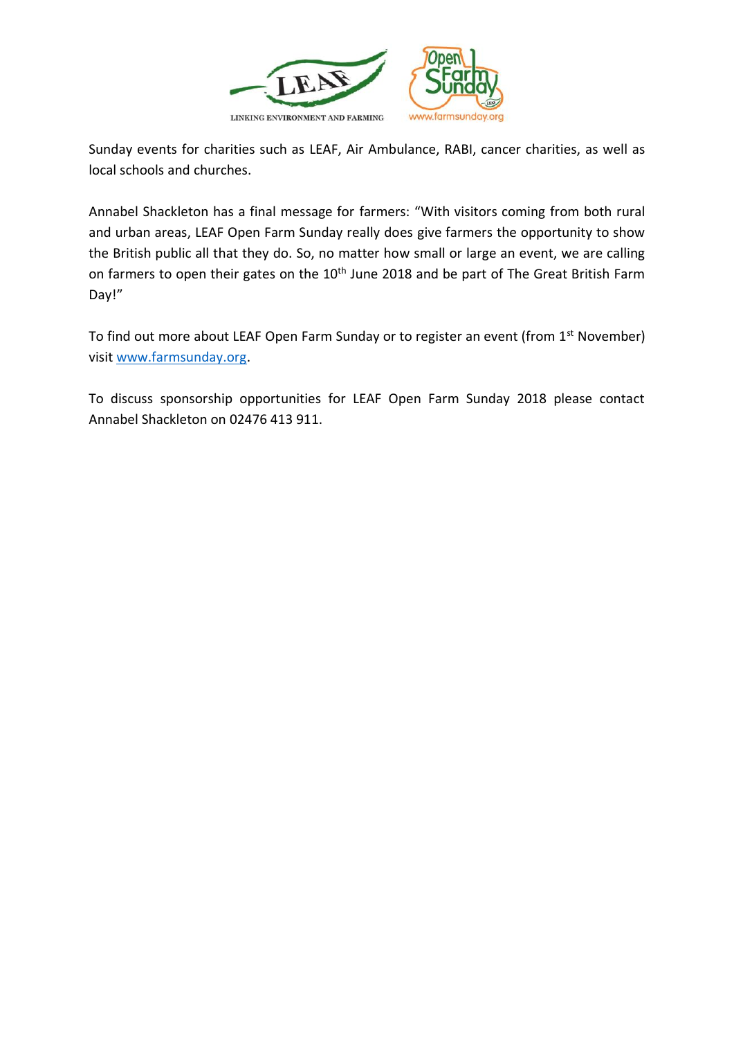Sunday events for charities such as LEAF, Air Ambulance, RABI, cancer charities, as well as local schools and churches.

Annabel Shackleton has a final message for farmers: "With visitors coming from both rural and urban areas, LEAF Open Farm Sunday really does give farmers the opportunity to show the British public all that they do. So, no matter how small or large an event, we are calling on farmers to open their gates on the 10th June 2018 and be part of The Great British Farm Day!"

To find out more about LEAF Open Farm Sunday or to register an event (from 1st November) visit [www.farmsunday.org](http://www.farmsunday.org).

To discuss sponsorship opportunities for LEAF Open Farm Sunday 2018 please contact Annabel Shackleton on 02476 413 911.